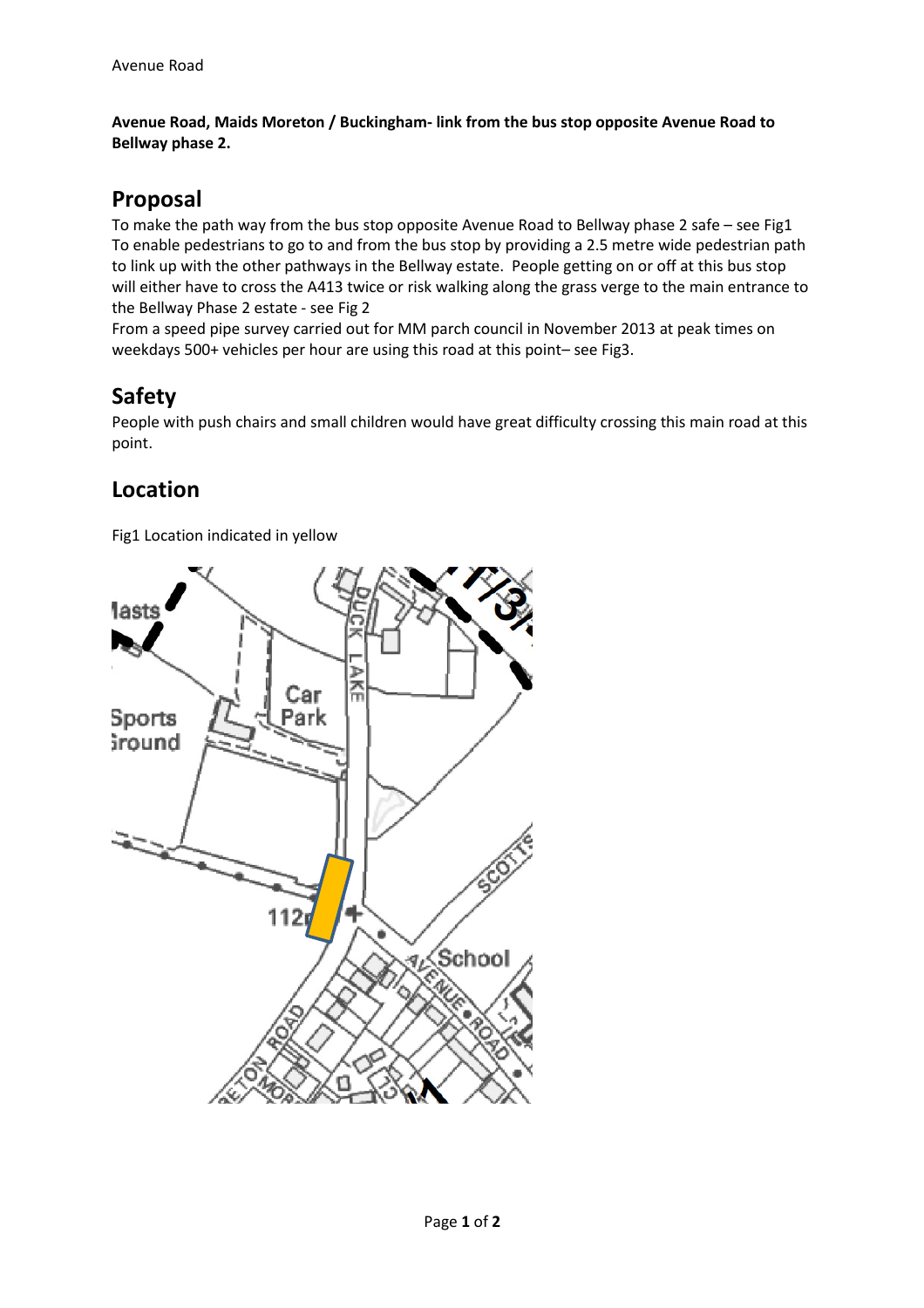**Avenue Road, Maids Moreton / Buckingham- link from the bus stop opposite Avenue Road to Bellway phase 2.**

## Proposal

To make the path way from the bus stop opposite Avenue Road to Bellway phase 2 safe – see Fig1
To enable pedestrians to go to and from the bus stop by providing a 2.5 metre wide pedestrian path to link up with the other pathways in the Bellway estate. People getting on or off at this bus stop will either have to cross the A413 twice or risk walking along the grass verge to the main entrance to the Bellway Phase 2 estate - see Fig 2
From a speed pipe survey carried out for MM parch council in November 2013 at peak times on weekdays 500+ vehicles per hour are using this road at this point– see Fig3.

## Safety

People with push chairs and small children would have great difficulty crossing this main road at this point.

## Location

Fig1 Location indicated in yellow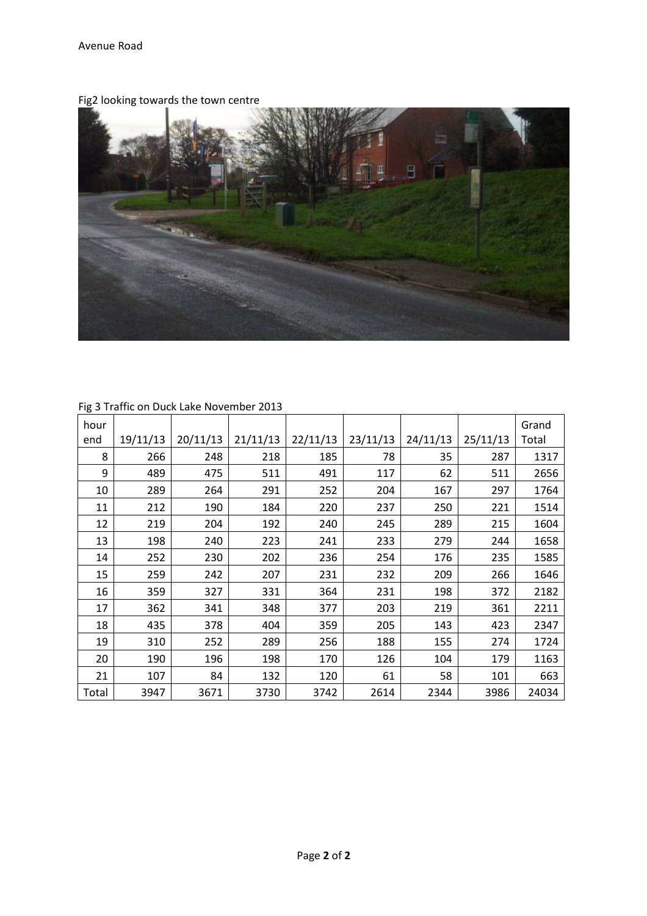Avenue Road

Fig2 looking towards the town centre

Fig 3 Traffic on Duck Lake November 2013

| hour end | 19/11/13 | 20/11/13 | 21/11/13 | 22/11/13 | 23/11/13 | 24/11/13 | 25/11/13 | Grand Total |
|---|---|---|---|---|---|---|---|---|
| 8 | 266 | 248 | 218 | 185 | 78 | 35 | 287 | 1317 |
| 9 | 489 | 475 | 511 | 491 | 117 | 62 | 511 | 2656 |
| 10 | 289 | 264 | 291 | 252 | 204 | 167 | 297 | 1764 |
| 11 | 212 | 190 | 184 | 220 | 237 | 250 | 221 | 1514 |
| 12 | 219 | 204 | 192 | 240 | 245 | 289 | 215 | 1604 |
| 13 | 198 | 240 | 223 | 241 | 233 | 279 | 244 | 1658 |
| 14 | 252 | 230 | 202 | 236 | 254 | 176 | 235 | 1585 |
| 15 | 259 | 242 | 207 | 231 | 232 | 209 | 266 | 1646 |
| 16 | 359 | 327 | 331 | 364 | 231 | 198 | 372 | 2182 |
| 17 | 362 | 341 | 348 | 377 | 203 | 219 | 361 | 2211 |
| 18 | 435 | 378 | 404 | 359 | 205 | 143 | 423 | 2347 |
| 19 | 310 | 252 | 289 | 256 | 188 | 155 | 274 | 1724 |
| 20 | 190 | 196 | 198 | 170 | 126 | 104 | 179 | 1163 |
| 21 | 107 | 84 | 132 | 120 | 61 | 58 | 101 | 663 |
| Total | 3947 | 3671 | 3730 | 3742 | 2614 | 2344 | 3986 | 24034 |